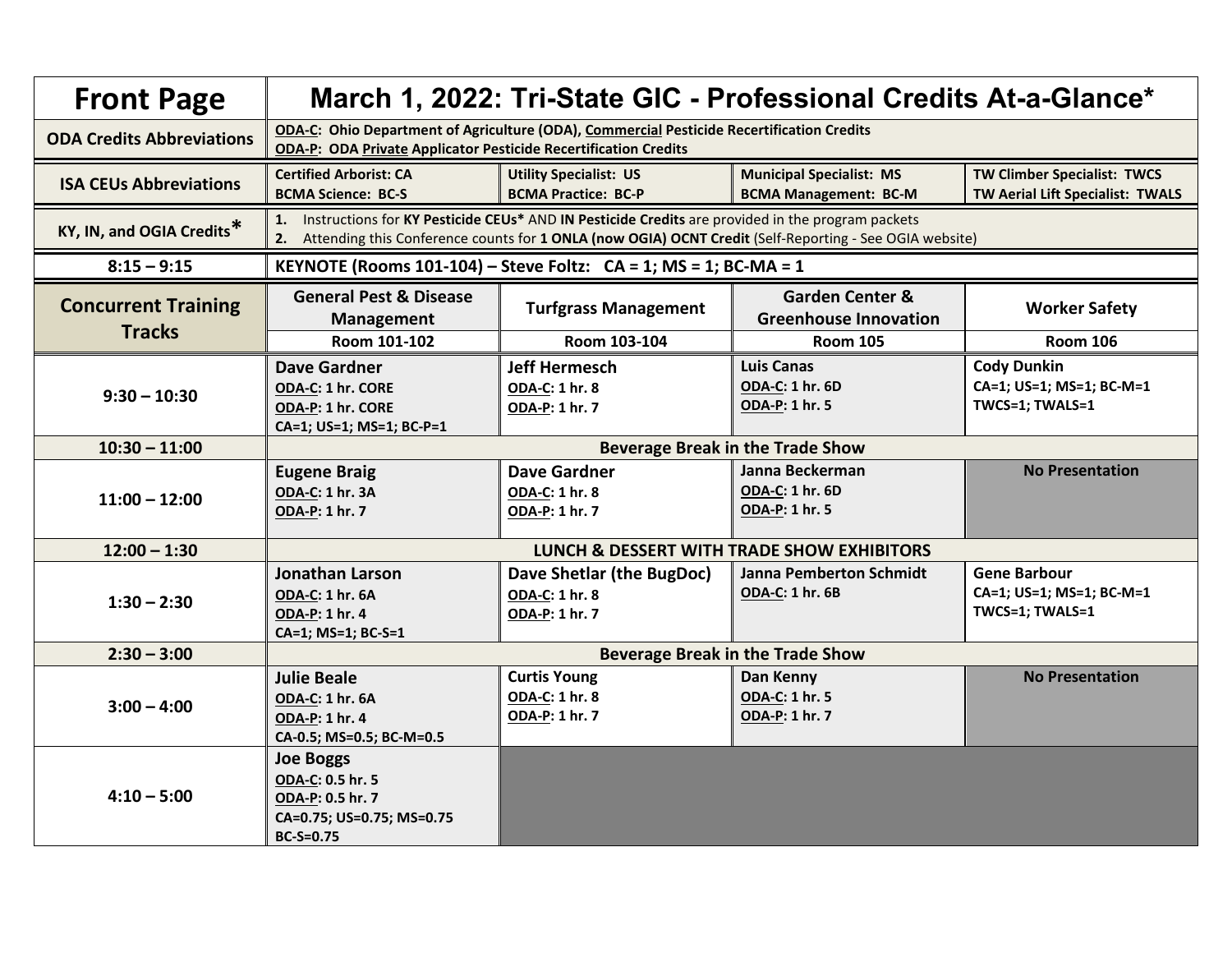| **Front Page** | **March 1, 2022: Tri-State GIC - Professional Credits At-a-Glance*** | | | |
|---|---|---|---|---|
| **ODA Credits Abbreviations** | **ODA-C: Ohio Department of Agriculture (ODA), Commercial Pesticide Recertification Credits**<br>**ODA-P: ODA Private Applicator Pesticide Recertification Credits** | | | |
| **ISA CEUs Abbreviations** | **Certified Arborist: CA**<br>**BCMA Science: BC-S** | **Utility Specialist: US**<br>**BCMA Practice: BC-P** | **Municipal Specialist: MS**<br>**BCMA Management: BC-M** | **TW Climber Specialist: TWCS**<br>**TW Aerial Lift Specialist: TWALS** |
| **KY, IN, and OGIA Credits*** | 1. Instructions for **KY Pesticide CEUs*** AND **IN Pesticide Credits** are provided in the program packets<br>2. Attending this Conference counts for **1 ONLA (now OGIA) OCNT Credit** (Self-Reporting - See OGIA website) | | | |
| **8:15 – 9:15** | **KEYNOTE (Rooms 101-104) – Steve Foltz: CA = 1; MS = 1; BC-MA = 1** | | | |
| **Concurrent Training Tracks** | **General Pest & Disease Management**<br>**Room 101-102** | **Turfgrass Management**<br>**Room 103-104** | **Garden Center & Greenhouse Innovation**<br>**Room 105** | **Worker Safety**<br>**Room 106** |
| **9:30 – 10:30** | **Dave Gardner**<br>**ODA-C: 1 hr. CORE**<br>**ODA-P: 1 hr. CORE**<br>**CA=1; US=1; MS=1; BC-P=1** | **Jeff Hermesch**<br>**ODA-C: 1 hr. 8**<br>**ODA-P: 1 hr. 7** | **Luis Canas**<br>**ODA-C: 1 hr. 6D**<br>**ODA-P: 1 hr. 5** | **Cody Dunkin**<br>**CA=1; US=1; MS=1; BC-M=1**<br>**TWCS=1; TWALS=1** |
| **10:30 – 11:00** | **Beverage Break in the Trade Show** | | | |
| **11:00 – 12:00** | **Eugene Braig**<br>**ODA-C: 1 hr. 3A**<br>**ODA-P: 1 hr. 7** | **Dave Gardner**<br>**ODA-C: 1 hr. 8**<br>**ODA-P: 1 hr. 7** | **Janna Beckerman**<br>**ODA-C: 1 hr. 6D**<br>**ODA-P: 1 hr. 5** | **No Presentation** |
| **12:00 – 1:30** | **LUNCH & DESSERT WITH TRADE SHOW EXHIBITORS** | | | |
| **1:30 – 2:30** | **Jonathan Larson**<br>**ODA-C: 1 hr. 6A**<br>**ODA-P: 1 hr. 4**<br>**CA=1; MS=1; BC-S=1** | **Dave Shetlar (the BugDoc)**<br>**ODA-C: 1 hr. 8**<br>**ODA-P: 1 hr. 7** | **Janna Pemberton Schmidt**<br>**ODA-C: 1 hr. 6B** | **Gene Barbour**<br>**CA=1; US=1; MS=1; BC-M=1**<br>**TWCS=1; TWALS=1** |
| **2:30 – 3:00** | **Beverage Break in the Trade Show** | | | |
| **3:00 – 4:00** | **Julie Beale**<br>**ODA-C: 1 hr. 6A**<br>**ODA-P: 1 hr. 4**<br>**CA-0.5; MS=0.5; BC-M=0.5** | **Curtis Young**<br>**ODA-C: 1 hr. 8**<br>**ODA-P: 1 hr. 7** | **Dan Kenny**<br>**ODA-C: 1 hr. 5**<br>**ODA-P: 1 hr. 7** | **No Presentation** |
| **4:10 – 5:00** | **Joe Boggs**<br>**ODA-C: 0.5 hr. 5**<br>**ODA-P: 0.5 hr. 7**<br>**CA=0.75; US=0.75; MS=0.75**<br>**BC-S=0.75** | | | |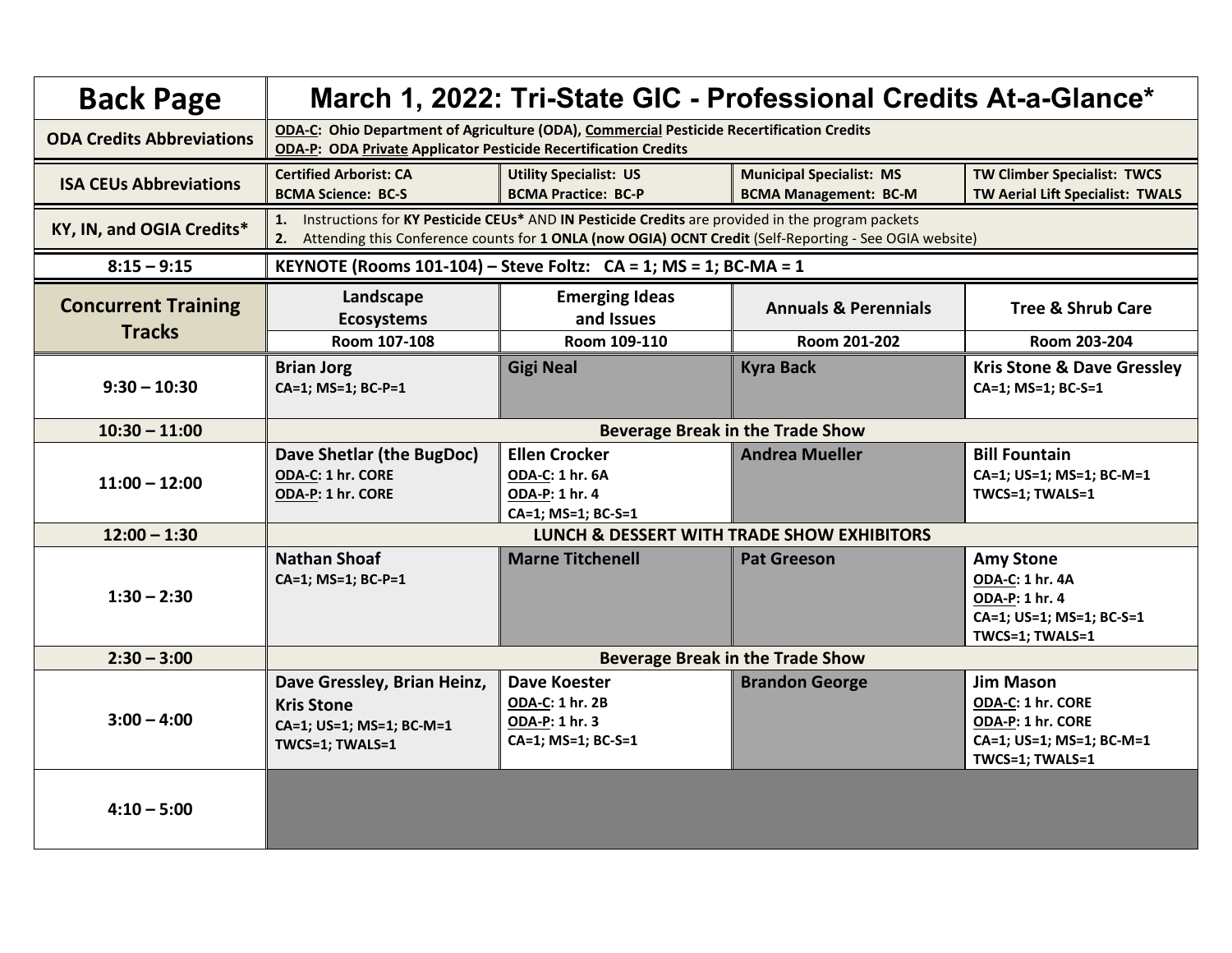| Back Page | March 1, 2022: Tri-State GIC - Professional Credits At-a-Glance* | | | |
|---|---|---|---|---|
| ODA Credits Abbreviations | **ODA-C**: Ohio Department of Agriculture (ODA), Commercial Pesticide Recertification Credits<br>**ODA-P**: ODA Private Applicator Pesticide Recertification Credits | | | |
| ISA CEUs Abbreviations | Certified Arborist: CA<br>BCMA Science: BC-S | Utility Specialist: US<br>BCMA Practice: BC-P | Municipal Specialist: MS<br>BCMA Management: BC-M | TW Climber Specialist: TWCS<br>TW Aerial Lift Specialist: TWALS |
| KY, IN, and OGIA Credits* | 1. Instructions for **KY Pesticide CEUs*** AND **IN Pesticide Credits** are provided in the program packets<br>2. Attending this Conference counts for **1 ONLA (now OGIA) OCNT Credit** (Self-Reporting - See OGIA website) | | | |
| 8:15 – 9:15 | **KEYNOTE (Rooms 101-104) – Steve Foltz: CA = 1; MS = 1; BC-MA = 1** | | | |
| **Concurrent Training Tracks** | **Landscape Ecosystems**<br>Room 107-108 | **Emerging Ideas and Issues**<br>Room 109-110 | **Annuals & Perennials**<br>Room 201-202 | **Tree & Shrub Care**<br>Room 203-204 |
| 9:30 – 10:30 | **Brian Jorg**<br>CA=1; MS=1; BC-P=1 | **Gigi Neal** | **Kyra Back** | **Kris Stone & Dave Gressley**<br>CA=1; MS=1; BC-S=1 |
| 10:30 – 11:00 | **Beverage Break in the Trade Show** | | | |
| 11:00 – 12:00 | **Dave Shetlar (the BugDoc)**<br>ODA-C: 1 hr. CORE<br>ODA-P: 1 hr. CORE | **Ellen Crocker**<br>ODA-C: 1 hr. 6A<br>ODA-P: 1 hr. 4<br>CA=1; MS=1; BC-S=1 | **Andrea Mueller** | **Bill Fountain**<br>CA=1; US=1; MS=1; BC-M=1<br>TWCS=1; TWALS=1 |
| 12:00 – 1:30 | **LUNCH & DESSERT WITH TRADE SHOW EXHIBITORS** | | | |
| 1:30 – 2:30 | **Nathan Shoaf**<br>CA=1; MS=1; BC-P=1 | **Marne Titchenell** | **Pat Greeson** | **Amy Stone**<br>ODA-C: 1 hr. 4A<br>ODA-P: 1 hr. 4<br>CA=1; US=1; MS=1; BC-S=1<br>TWCS=1; TWALS=1 |
| 2:30 – 3:00 | **Beverage Break in the Trade Show** | | | |
| 3:00 – 4:00 | **Dave Gressley, Brian Heinz, Kris Stone**<br>CA=1; US=1; MS=1; BC-M=1<br>TWCS=1; TWALS=1 | **Dave Koester**<br>ODA-C: 1 hr. 2B<br>ODA-P: 1 hr. 3<br>CA=1; MS=1; BC-S=1 | **Brandon George** | **Jim Mason**<br>ODA-C: 1 hr. CORE<br>ODA-P: 1 hr. CORE<br>CA=1; US=1; MS=1; BC-M=1<br>TWCS=1; TWALS=1 |
| 4:10 – 5:00 | | | | |